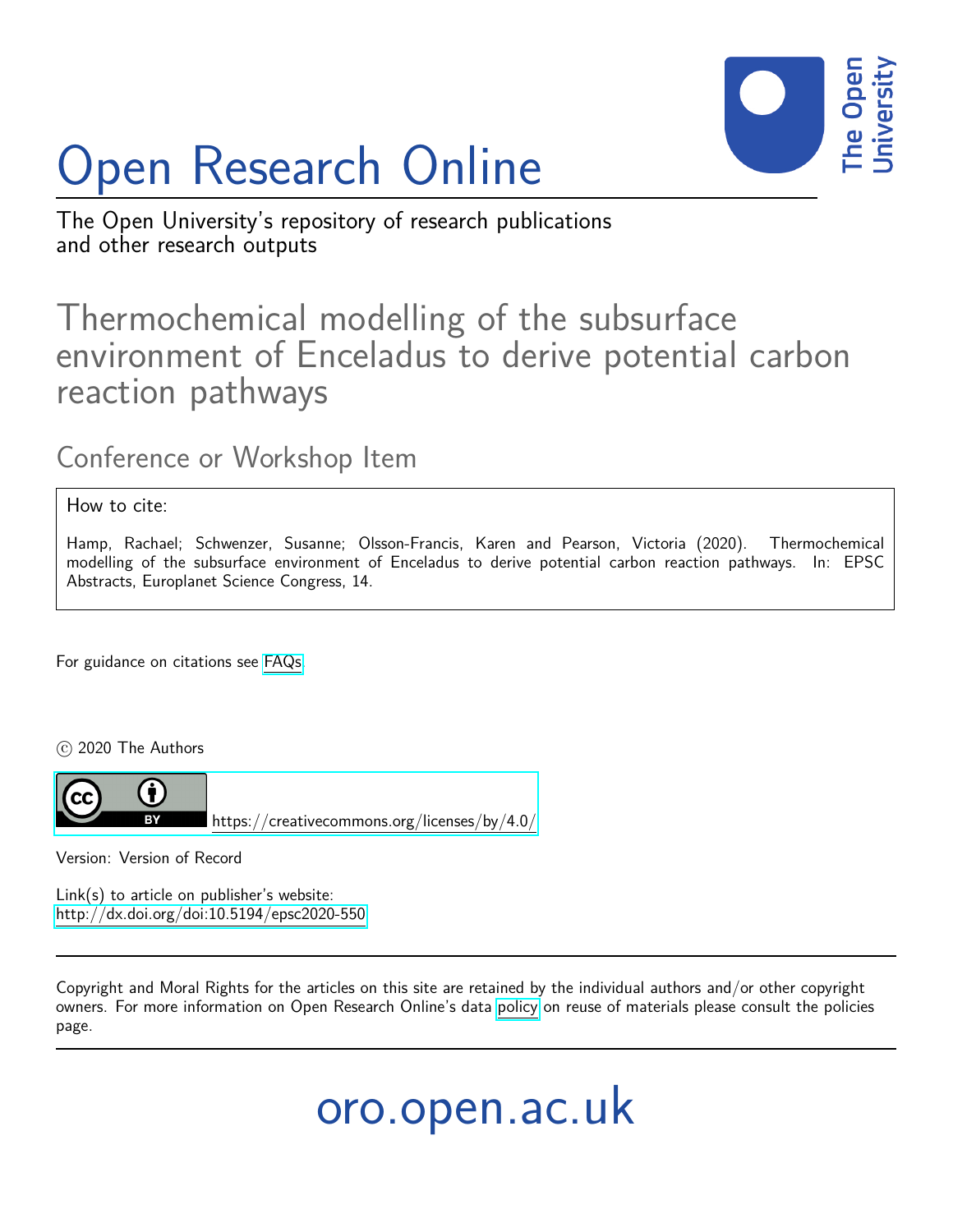# Open Research Online

The Open University's repository of research publications and other research outputs

## Thermochemical modelling of the subsurface environment of Enceladus to derive potential carbon reaction pathways

### Conference or Workshop Item

How to cite:

Hamp, Rachael; Schwenzer, Susanne; Olsson-Francis, Karen and Pearson, Victoria (2020). Thermochemical modelling of the subsurface environment of Enceladus to derive potential carbon reaction pathways. In: EPSC Abstracts, Europlanet Science Congress, 14.

For guidance on citations see FAQs.

© 2020 The Authors

https://creativecommons.org/licenses/by/4.0/

Version: Version of Record

Link(s) to article on publisher's website:
http://dx.doi.org/doi:10.5194/epsc2020-550

Copyright and Moral Rights for the articles on this site are retained by the individual authors and/or other copyright owners. For more information on Open Research Online's data policy on reuse of materials please consult the policies page.

oro.open.ac.uk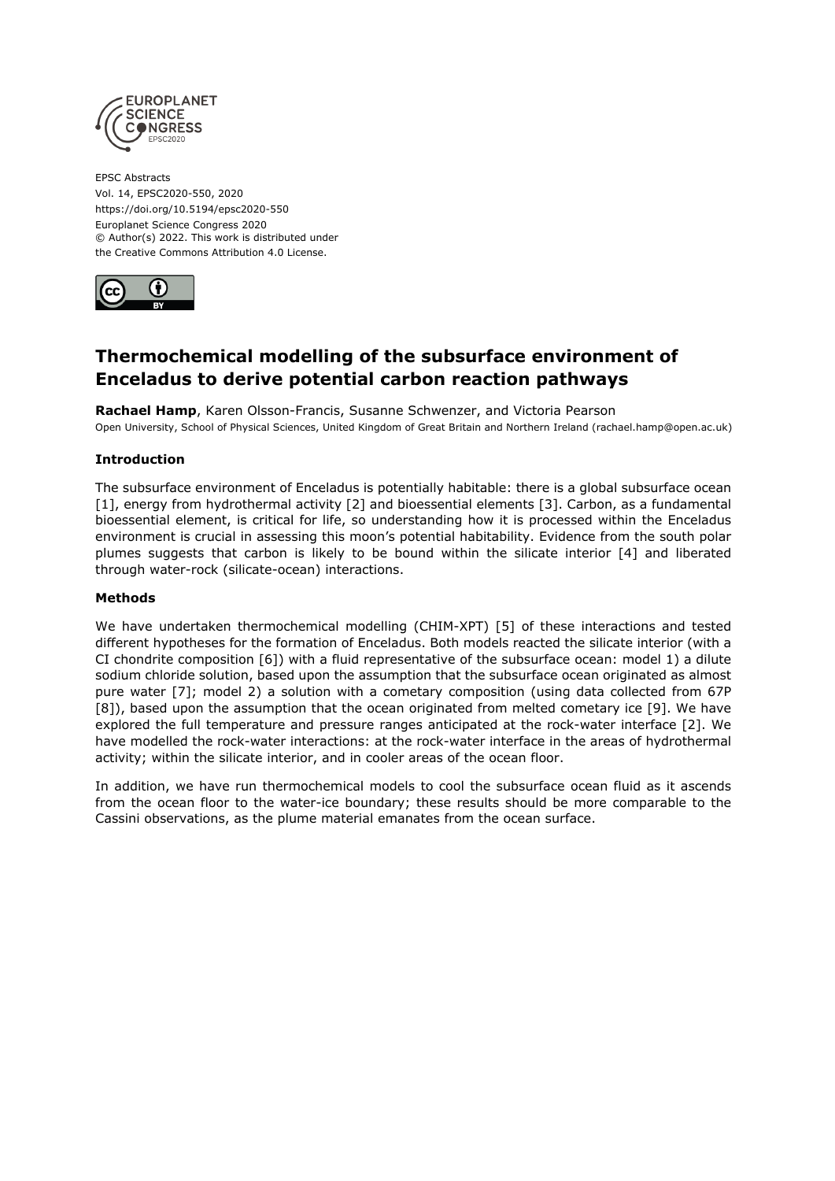EPSC Abstracts
Vol. 14, EPSC2020-550, 2020
https://doi.org/10.5194/epsc2020-550
Europlanet Science Congress 2020
© Author(s) 2022. This work is distributed under
the Creative Commons Attribution 4.0 License.

# Thermochemical modelling of the subsurface environment of Enceladus to derive potential carbon reaction pathways

**Rachael Hamp**, Karen Olsson-Francis, Susanne Schwenzer, and Victoria Pearson

Open University, School of Physical Sciences, United Kingdom of Great Britain and Northern Ireland (rachael.hamp@open.ac.uk)

### Introduction

The subsurface environment of Enceladus is potentially habitable: there is a global subsurface ocean [1], energy from hydrothermal activity [2] and bioessential elements [3]. Carbon, as a fundamental bioessential element, is critical for life, so understanding how it is processed within the Enceladus environment is crucial in assessing this moon's potential habitability. Evidence from the south polar plumes suggests that carbon is likely to be bound within the silicate interior [4] and liberated through water-rock (silicate-ocean) interactions.

### Methods

We have undertaken thermochemical modelling (CHIM-XPT) [5] of these interactions and tested different hypotheses for the formation of Enceladus. Both models reacted the silicate interior (with a CI chondrite composition [6]) with a fluid representative of the subsurface ocean: model 1) a dilute sodium chloride solution, based upon the assumption that the subsurface ocean originated as almost pure water [7]; model 2) a solution with a cometary composition (using data collected from 67P [8]), based upon the assumption that the ocean originated from melted cometary ice [9]. We have explored the full temperature and pressure ranges anticipated at the rock-water interface [2]. We have modelled the rock-water interactions: at the rock-water interface in the areas of hydrothermal activity; within the silicate interior, and in cooler areas of the ocean floor.

In addition, we have run thermochemical models to cool the subsurface ocean fluid as it ascends from the ocean floor to the water-ice boundary; these results should be more comparable to the Cassini observations, as the plume material emanates from the ocean surface.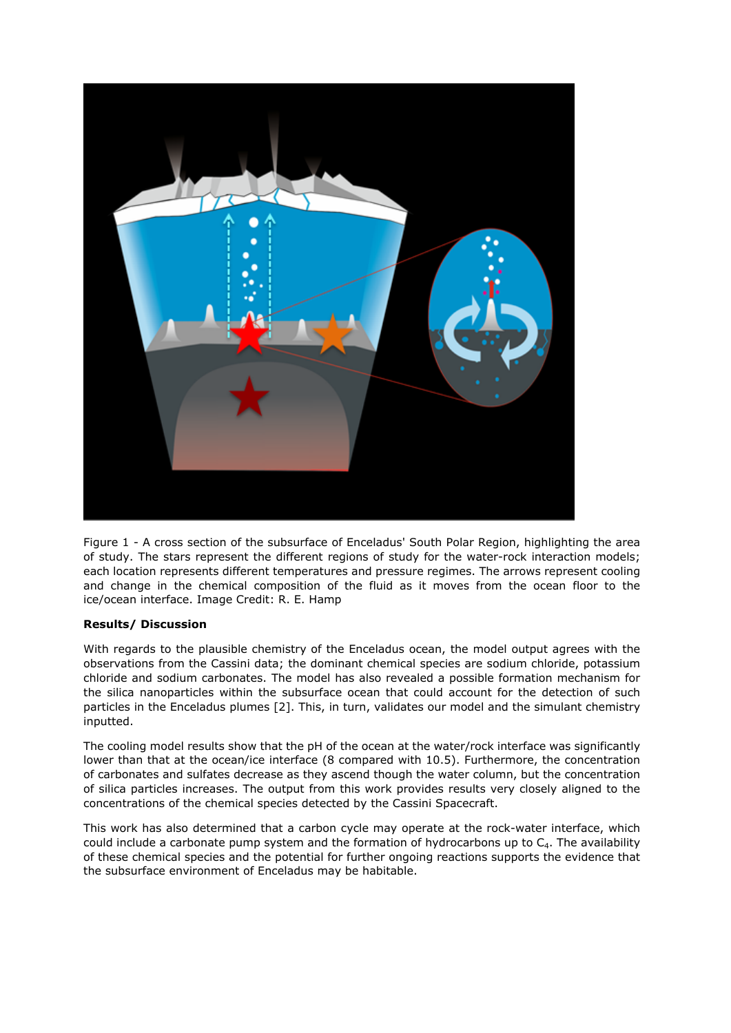Figure 1 - A cross section of the subsurface of Enceladus' South Polar Region, highlighting the area of study. The stars represent the different regions of study for the water-rock interaction models; each location represents different temperatures and pressure regimes. The arrows represent cooling and change in the chemical composition of the fluid as it moves from the ocean floor to the ice/ocean interface. Image Credit: R. E. Hamp

**Results/ Discussion**

With regards to the plausible chemistry of the Enceladus ocean, the model output agrees with the observations from the Cassini data; the dominant chemical species are sodium chloride, potassium chloride and sodium carbonates. The model has also revealed a possible formation mechanism for the silica nanoparticles within the subsurface ocean that could account for the detection of such particles in the Enceladus plumes [2]. This, in turn, validates our model and the simulant chemistry inputted.

The cooling model results show that the pH of the ocean at the water/rock interface was significantly lower than that at the ocean/ice interface (8 compared with 10.5). Furthermore, the concentration of carbonates and sulfates decrease as they ascend though the water column, but the concentration of silica particles increases. The output from this work provides results very closely aligned to the concentrations of the chemical species detected by the Cassini Spacecraft.

This work has also determined that a carbon cycle may operate at the rock-water interface, which could include a carbonate pump system and the formation of hydrocarbons up to $C_4$. The availability of these chemical species and the potential for further ongoing reactions supports the evidence that the subsurface environment of Enceladus may be habitable.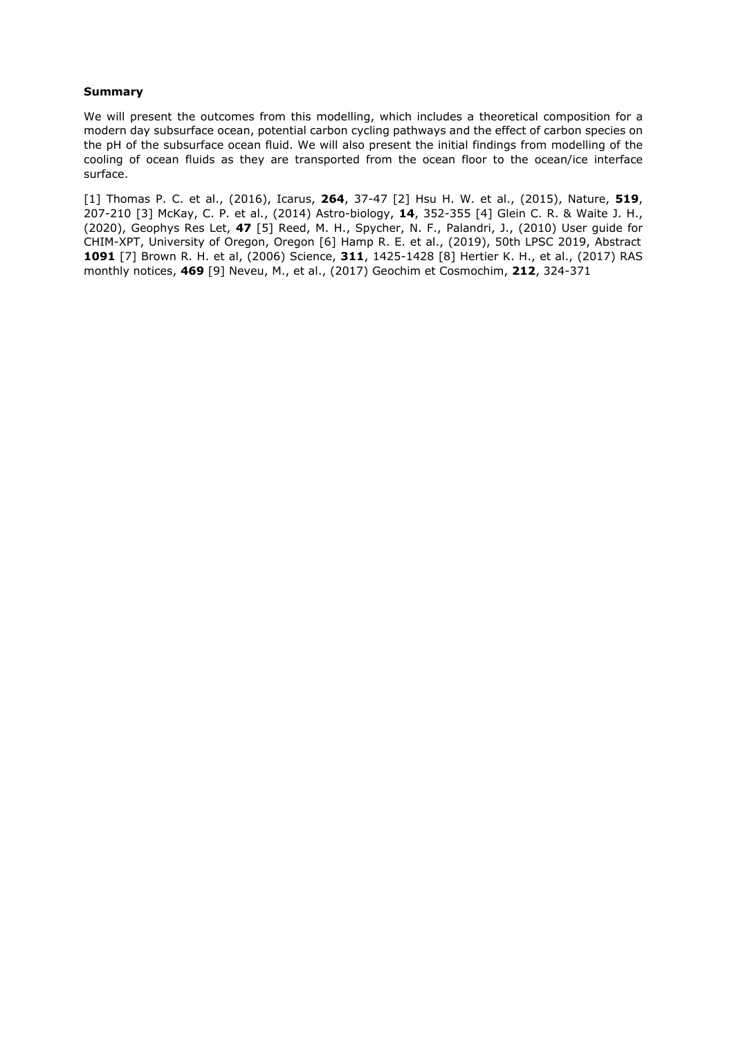**Summary**

We will present the outcomes from this modelling, which includes a theoretical composition for a modern day subsurface ocean, potential carbon cycling pathways and the effect of carbon species on the pH of the subsurface ocean fluid. We will also present the initial findings from modelling of the cooling of ocean fluids as they are transported from the ocean floor to the ocean/ice interface surface.

[1] Thomas P. C. et al., (2016), Icarus, **264**, 37-47 [2] Hsu H. W. et al., (2015), Nature, **519**, 207-210 [3] McKay, C. P. et al., (2014) Astro-biology, **14**, 352-355 [4] Glein C. R. & Waite J. H., (2020), Geophys Res Let, **47** [5] Reed, M. H., Spycher, N. F., Palandri, J., (2010) User guide for CHIM-XPT, University of Oregon, Oregon [6] Hamp R. E. et al., (2019), 50th LPSC 2019, Abstract **1091** [7] Brown R. H. et al, (2006) Science, **311**, 1425-1428 [8] Hertier K. H., et al., (2017) RAS monthly notices, **469** [9] Neveu, M., et al., (2017) Geochim et Cosmochim, **212**, 324-371